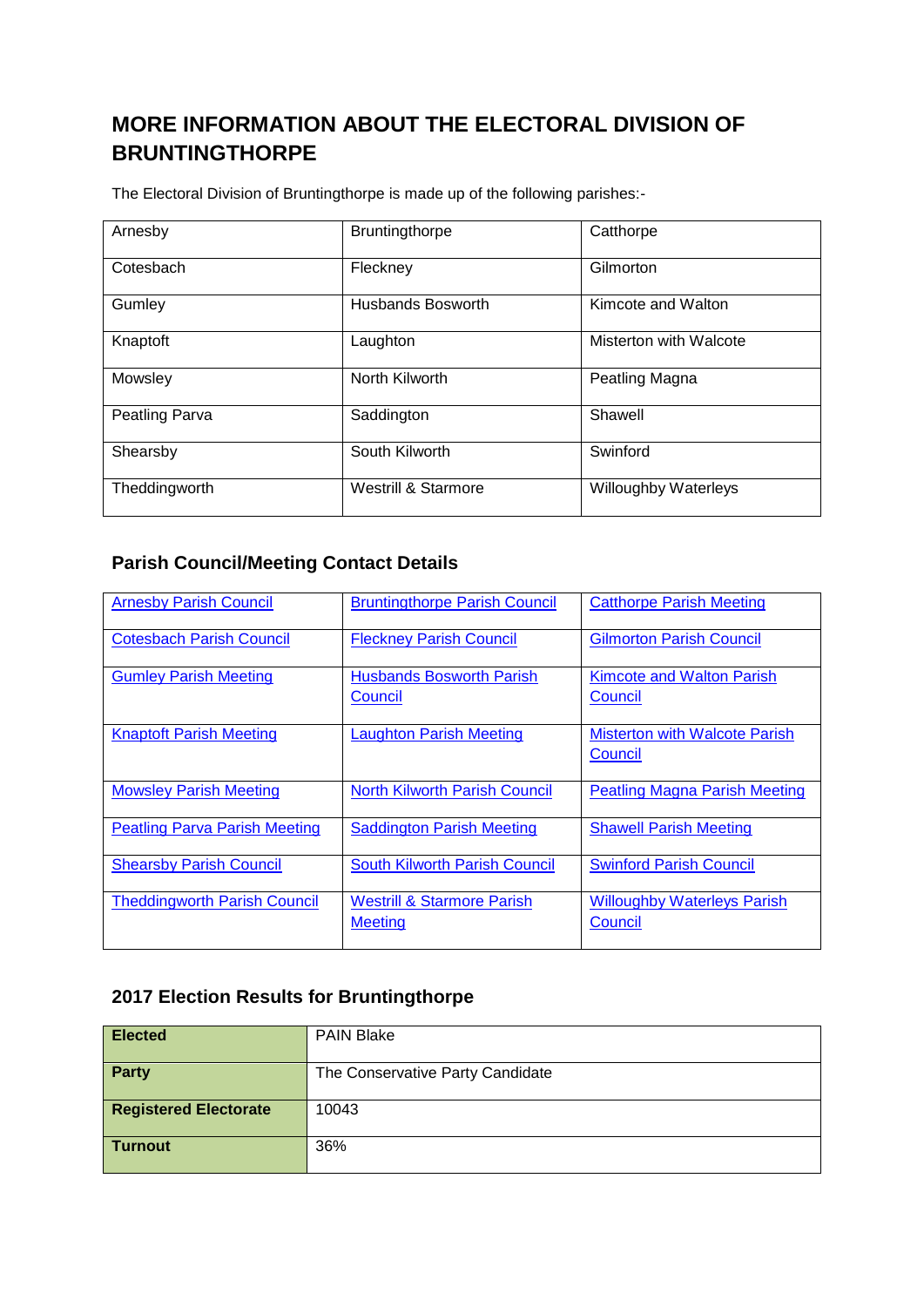# MORE INFORMATION ABOUT THE ELECTORAL DIVISION OF BRUNTINGTHORPE

The Electoral Division of Bruntingthorpe is made up of the following parishes:-

| | | |
|---|---|---|
| Arnesby | Bruntingthorpe | Catthorpe |
| Cotesbach | Fleckney | Gilmorton |
| Gumley | Husbands Bosworth | Kimcote and Walton |
| Knaptoft | Laughton | Misterton with Walcote |
| Mowsley | North Kilworth | Peatling Magna |
| Peatling Parva | Saddington | Shawell |
| Shearsby | South Kilworth | Swinford |
| Theddingworth | Westrill & Starmore | Willoughby Waterleys |

## Parish Council/Meeting Contact Details

| | | |
|---|---|---|
| Arnesby Parish Council | Bruntingthorpe Parish Council | Catthorpe Parish Meeting |
| Cotesbach Parish Council | Fleckney Parish Council | Gilmorton Parish Council |
| Gumley Parish Meeting | Husbands Bosworth Parish Council | Kimcote and Walton Parish Council |
| Knaptoft Parish Meeting | Laughton Parish Meeting | Misterton with Walcote Parish Council |
| Mowsley Parish Meeting | North Kilworth Parish Council | Peatling Magna Parish Meeting |
| Peatling Parva Parish Meeting | Saddington Parish Meeting | Shawell Parish Meeting |
| Shearsby Parish Council | South Kilworth Parish Council | Swinford Parish Council |
| Theddingworth Parish Council | Westrill & Starmore Parish Meeting | Willoughby Waterleys Parish Council |

## 2017 Election Results for Bruntingthorpe

| | |
|---|---|
| **Elected** | PAIN Blake |
| **Party** | The Conservative Party Candidate |
| **Registered Electorate** | 10043 |
| **Turnout** | 36% |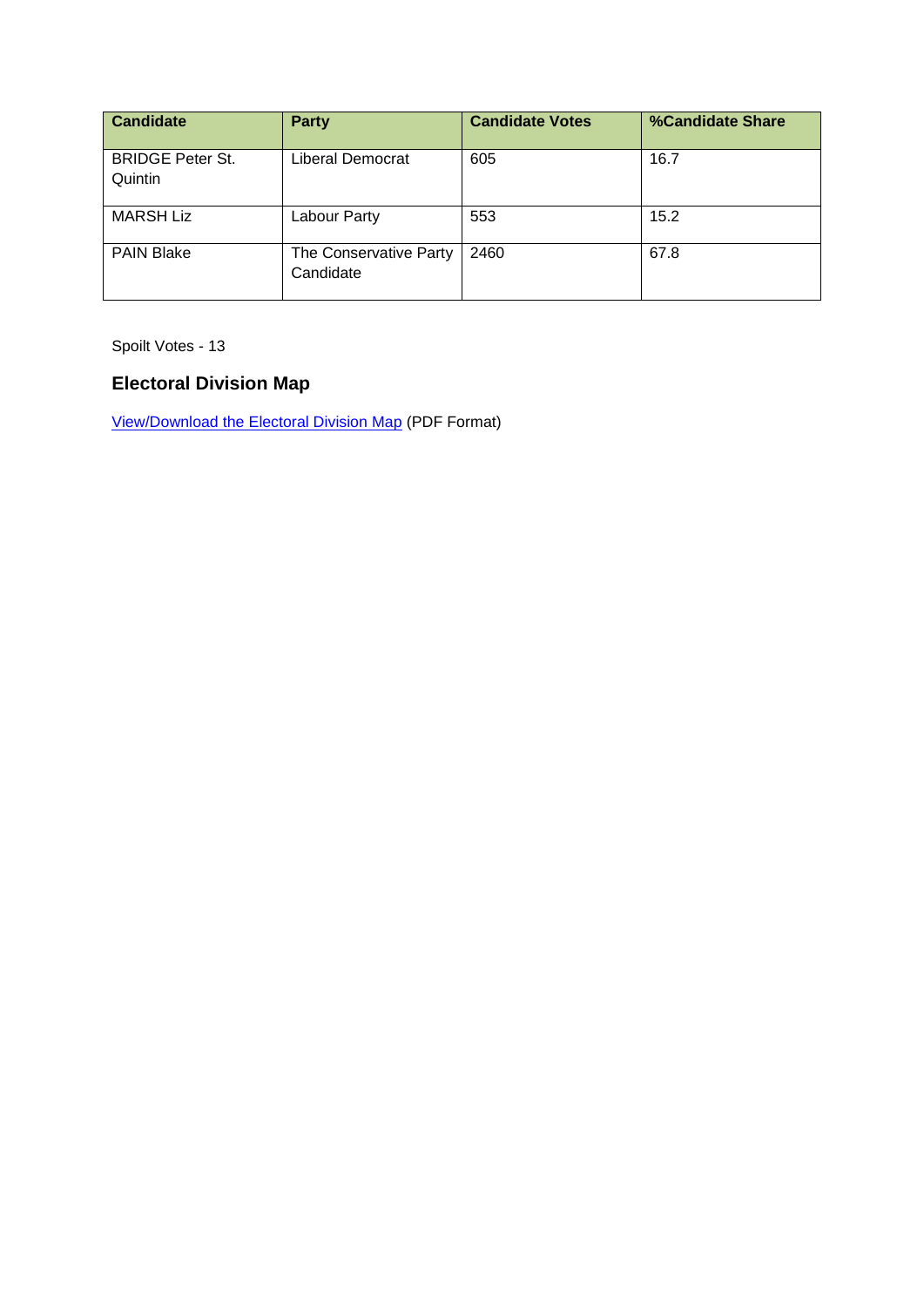| Candidate | Party | Candidate Votes | %Candidate Share |
|---|---|---|---|
| BRIDGE Peter St. Quintin | Liberal Democrat | 605 | 16.7 |
| MARSH Liz | Labour Party | 553 | 15.2 |
| PAIN Blake | The Conservative Party Candidate | 2460 | 67.8 |

Spoilt Votes - 13

## Electoral Division Map

View/Download the Electoral Division Map (PDF Format)